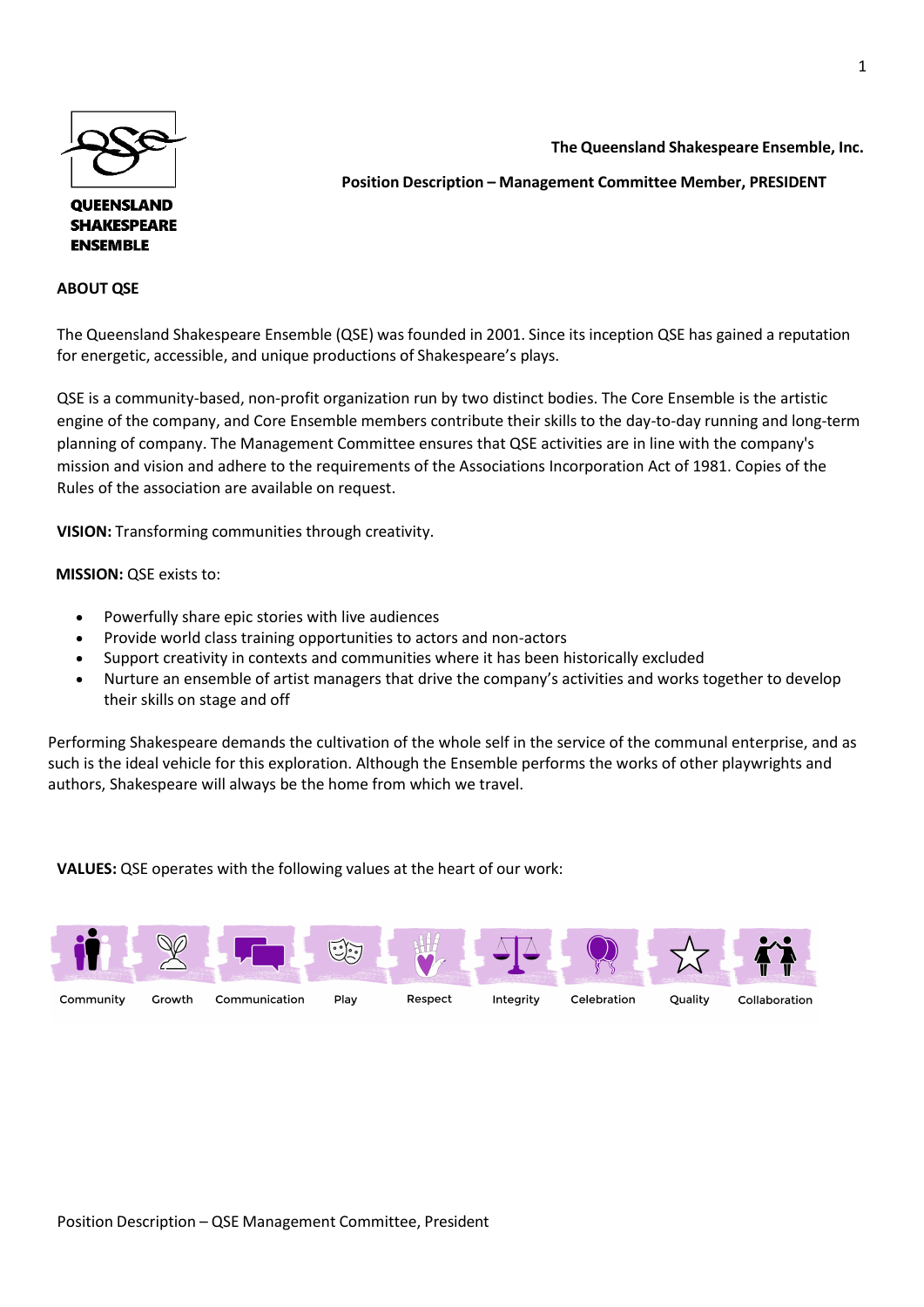QUEENSLAND SHAKESPEARE ENSEMBLE

**The Queensland Shakespeare Ensemble, Inc.**

**Position Description – Management Committee Member, PRESIDENT**

## ABOUT QSE

The Queensland Shakespeare Ensemble (QSE) was founded in 2001. Since its inception QSE has gained a reputation for energetic, accessible, and unique productions of Shakespeare's plays.

QSE is a community-based, non-profit organization run by two distinct bodies. The Core Ensemble is the artistic engine of the company, and Core Ensemble members contribute their skills to the day-to-day running and long-term planning of company. The Management Committee ensures that QSE activities are in line with the company's mission and vision and adhere to the requirements of the Associations Incorporation Act of 1981. Copies of the Rules of the association are available on request.

**VISION:** Transforming communities through creativity.

**MISSION:** QSE exists to:

- Powerfully share epic stories with live audiences
- Provide world class training opportunities to actors and non-actors
- Support creativity in contexts and communities where it has been historically excluded
- Nurture an ensemble of artist managers that drive the company's activities and works together to develop their skills on stage and off

Performing Shakespeare demands the cultivation of the whole self in the service of the communal enterprise, and as such is the ideal vehicle for this exploration. Although the Ensemble performs the works of other playwrights and authors, Shakespeare will always be the home from which we travel.

**VALUES:** QSE operates with the following values at the heart of our work:

Community · Growth · Communication · Play · Respect · Integrity · Celebration · Quality · Collaboration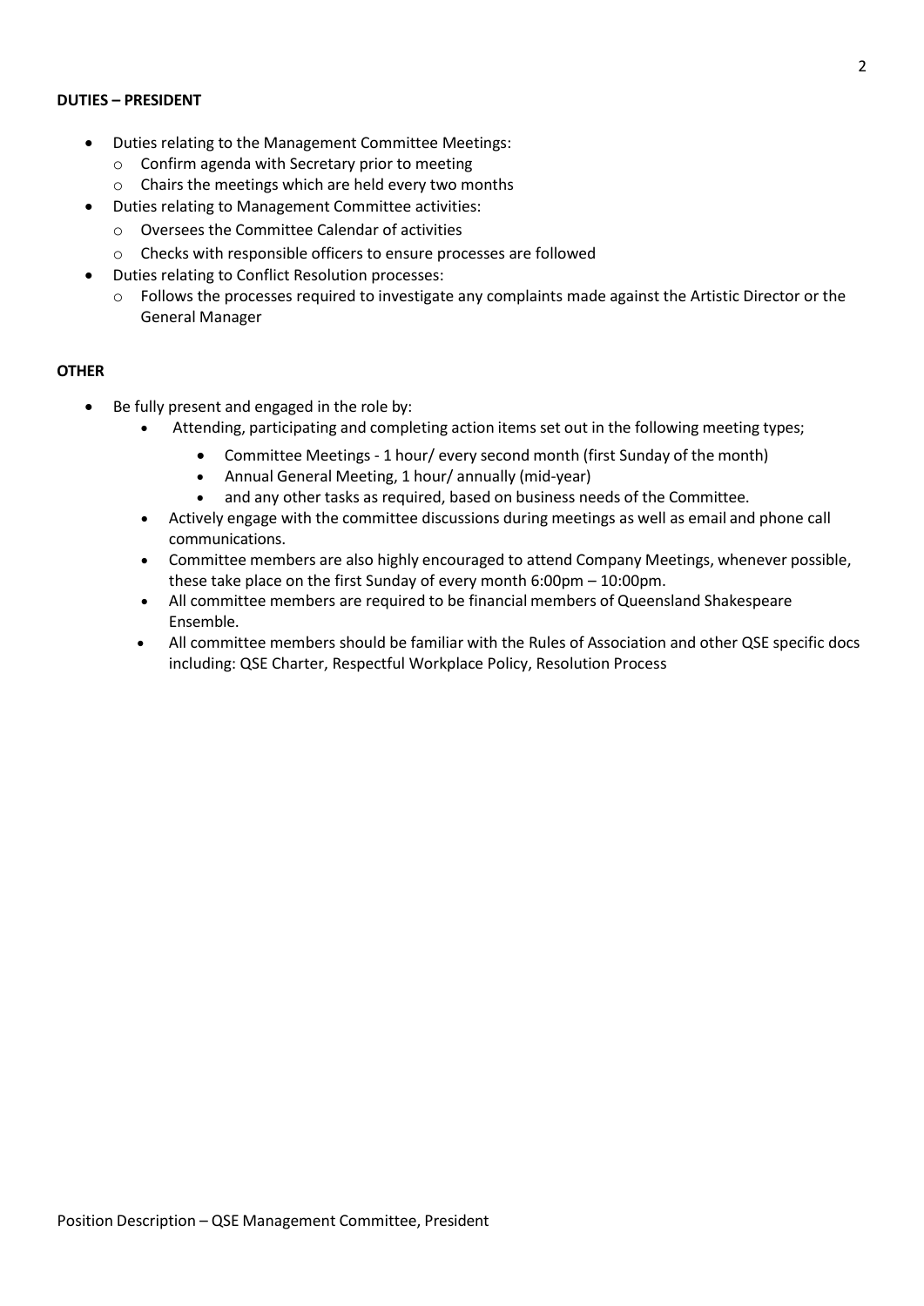**DUTIES – PRESIDENT**

- Duties relating to the Management Committee Meetings:
  - Confirm agenda with Secretary prior to meeting
  - Chairs the meetings which are held every two months
- Duties relating to Management Committee activities:
  - Oversees the Committee Calendar of activities
  - Checks with responsible officers to ensure processes are followed
- Duties relating to Conflict Resolution processes:
  - Follows the processes required to investigate any complaints made against the Artistic Director or the General Manager

**OTHER**

- Be fully present and engaged in the role by:
  - Attending, participating and completing action items set out in the following meeting types;
    - Committee Meetings - 1 hour/ every second month (first Sunday of the month)
    - Annual General Meeting, 1 hour/ annually (mid-year)
    - and any other tasks as required, based on business needs of the Committee.
  - Actively engage with the committee discussions during meetings as well as email and phone call communications.
  - Committee members are also highly encouraged to attend Company Meetings, whenever possible, these take place on the first Sunday of every month 6:00pm – 10:00pm.
  - All committee members are required to be financial members of Queensland Shakespeare Ensemble.
  - All committee members should be familiar with the Rules of Association and other QSE specific docs including: QSE Charter, Respectful Workplace Policy, Resolution Process